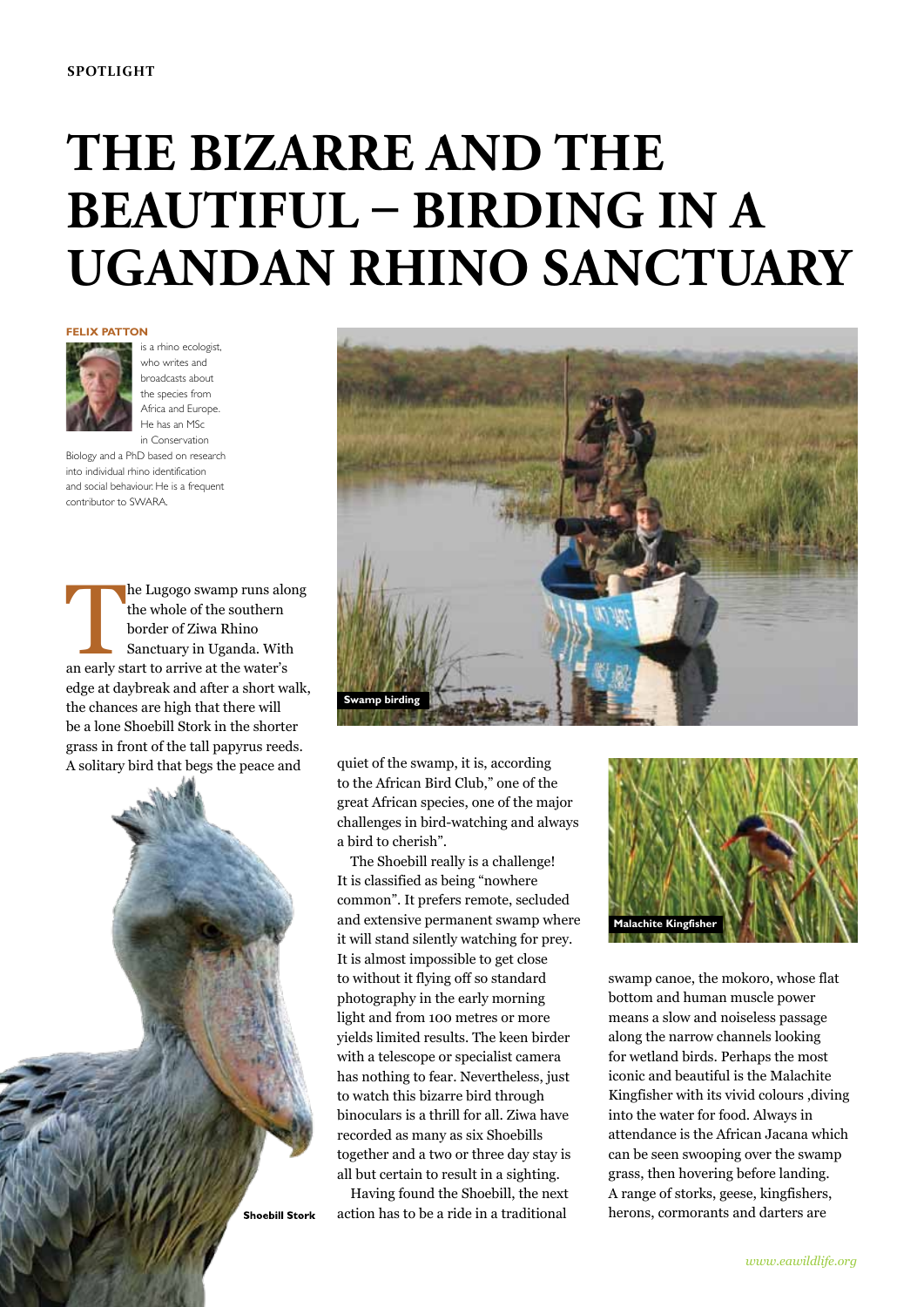SPOTLIGHT

# THE BIZARRE AND THE BEAUTIFUL – BIRDING IN A UGANDAN RHINO SANCTUARY

**FELIX PATTON**

is a rhino ecologist, who writes and broadcasts about the species from Africa and Europe. He has an MSc in Conservation Biology and a PhD based on research into individual rhino identification and social behaviour. He is a frequent contributor to SWARA.

The Lugogo swamp runs along the whole of the southern border of Ziwa Rhino Sanctuary in Uganda. With an early start to arrive at the water's edge at daybreak and after a short walk, the chances are high that there will be a lone Shoebill Stork in the shorter grass in front of the tall papyrus reeds. A solitary bird that begs the peace and quiet of the swamp, it is, according to the African Bird Club," one of the great African species, one of the major challenges in bird-watching and always a bird to cherish".

Swamp birding

Shoebill Stork

The Shoebill really is a challenge! It is classified as being "nowhere common". It prefers remote, secluded and extensive permanent swamp where it will stand silently watching for prey. It is almost impossible to get close to without it flying off so standard photography in the early morning light and from 100 metres or more yields limited results. The keen birder with a telescope or specialist camera has nothing to fear. Nevertheless, just to watch this bizarre bird through binoculars is a thrill for all. Ziwa have recorded as many as six Shoebills together and a two or three day stay is all but certain to result in a sighting.

Having found the Shoebill, the next action has to be a ride in a traditional swamp canoe, the mokoro, whose flat bottom and human muscle power means a slow and noiseless passage along the narrow channels looking for wetland birds. Perhaps the most iconic and beautiful is the Malachite Kingfisher with its vivid colours ,diving into the water for food. Always in attendance is the African Jacana which can be seen swooping over the swamp grass, then hovering before landing. A range of storks, geese, kingfishers, herons, cormorants and darters are

Malachite Kingfisher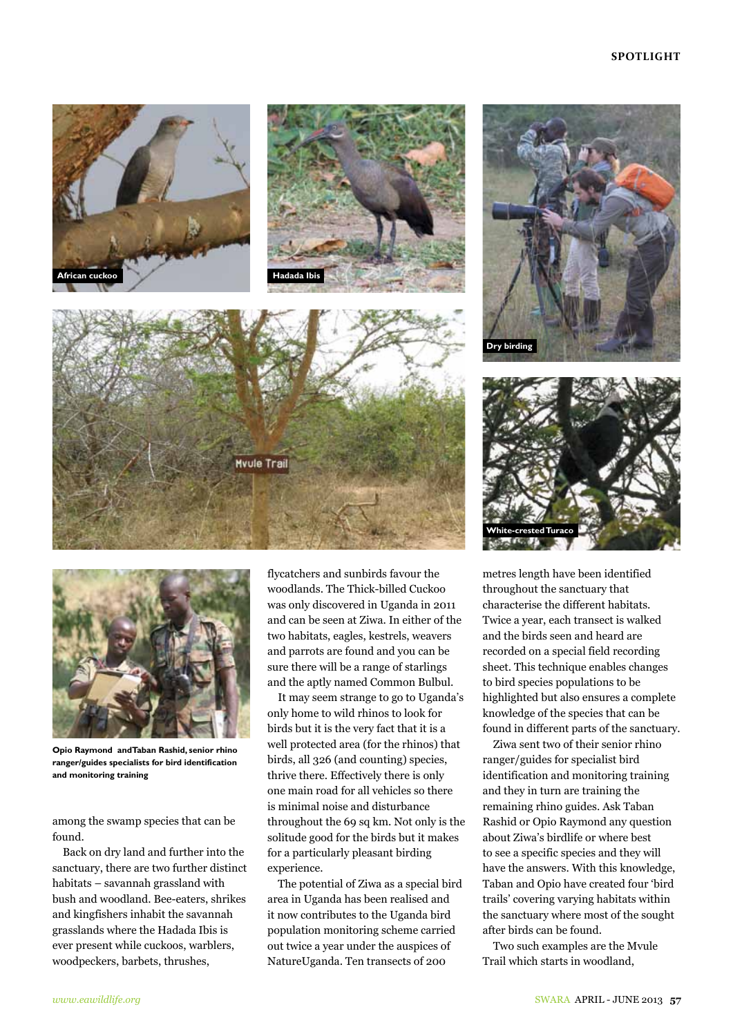African cuckoo

Hadada Ibis

Dry birding

White-crested Turaco

Opio Raymond and Taban Rashid, senior rhino ranger/guides specialists for bird identification and monitoring training

among the swamp species that can be found.

Back on dry land and further into the sanctuary, there are two further distinct habitats – savannah grassland with bush and woodland. Bee-eaters, shrikes and kingfishers inhabit the savannah grasslands where the Hadada Ibis is ever present while cuckoos, warblers, woodpeckers, barbets, thrushes, flycatchers and sunbirds favour the woodlands. The Thick-billed Cuckoo was only discovered in Uganda in 2011 and can be seen at Ziwa. In either of the two habitats, eagles, kestrels, weavers and parrots are found and you can be sure there will be a range of starlings and the aptly named Common Bulbul.

It may seem strange to go to Uganda's only home to wild rhinos to look for birds but it is the very fact that it is a well protected area (for the rhinos) that birds, all 326 (and counting) species, thrive there. Effectively there is only one main road for all vehicles so there is minimal noise and disturbance throughout the 69 sq km. Not only is the solitude good for the birds but it makes for a particularly pleasant birding experience.

The potential of Ziwa as a special bird area in Uganda has been realised and it now contributes to the Uganda bird population monitoring scheme carried out twice a year under the auspices of NatureUganda. Ten transects of 200 metres length have been identified throughout the sanctuary that characterise the different habitats. Twice a year, each transect is walked and the birds seen and heard are recorded on a special field recording sheet. This technique enables changes to bird species populations to be highlighted but also ensures a complete knowledge of the species that can be found in different parts of the sanctuary.

Ziwa sent two of their senior rhino ranger/guides for specialist bird identification and monitoring training and they in turn are training the remaining rhino guides. Ask Taban Rashid or Opio Raymond any question about Ziwa's birdlife or where best to see a specific species and they will have the answers. With this knowledge, Taban and Opio have created four 'bird trails' covering varying habitats within the sanctuary where most of the sought after birds can be found.

Two such examples are the Mvule Trail which starts in woodland,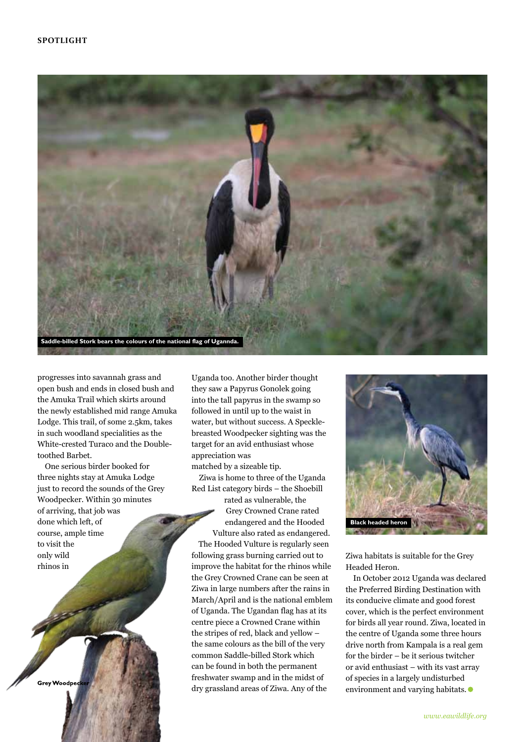Saddle-billed Stork bears the colours of the national flag of Ugannda.

progresses into savannah grass and open bush and ends in closed bush and the Amuka Trail which skirts around the newly established mid range Amuka Lodge. This trail, of some 2.5km, takes in such woodland specialities as the White-crested Turaco and the Double-toothed Barbet.

One serious birder booked for three nights stay at Amuka Lodge just to record the sounds of the Grey Woodpecker. Within 30 minutes of arriving, that job was done which left, of course, ample time to visit the only wild rhinos in Uganda too. Another birder thought they saw a Papyrus Gonolek going into the tall papyrus in the swamp so followed in until up to the waist in water, but without success. A Speckle-breasted Woodpecker sighting was the target for an avid enthusiast whose appreciation was matched by a sizeable tip.

Grey Woodpecker

Ziwa is home to three of the Uganda Red List category birds – the Shoebill rated as vulnerable, the Grey Crowned Crane rated endangered and the Hooded Vulture also rated as endangered.

The Hooded Vulture is regularly seen following grass burning carried out to improve the habitat for the rhinos while the Grey Crowned Crane can be seen at Ziwa in large numbers after the rains in March/April and is the national emblem of Uganda. The Ugandan flag has at its centre piece a Crowned Crane within the stripes of red, black and yellow – the same colours as the bill of the very common Saddle-billed Stork which can be found in both the permanent freshwater swamp and in the midst of dry grassland areas of Ziwa. Any of the Ziwa habitats is suitable for the Grey Headed Heron.

Black headed heron

In October 2012 Uganda was declared the Preferred Birding Destination with its conducive climate and good forest cover, which is the perfect environment for birds all year round. Ziwa, located in the centre of Uganda some three hours drive north from Kampala is a real gem for the birder – be it serious twitcher or avid enthusiast – with its vast array of species in a largely undisturbed environment and varying habitats.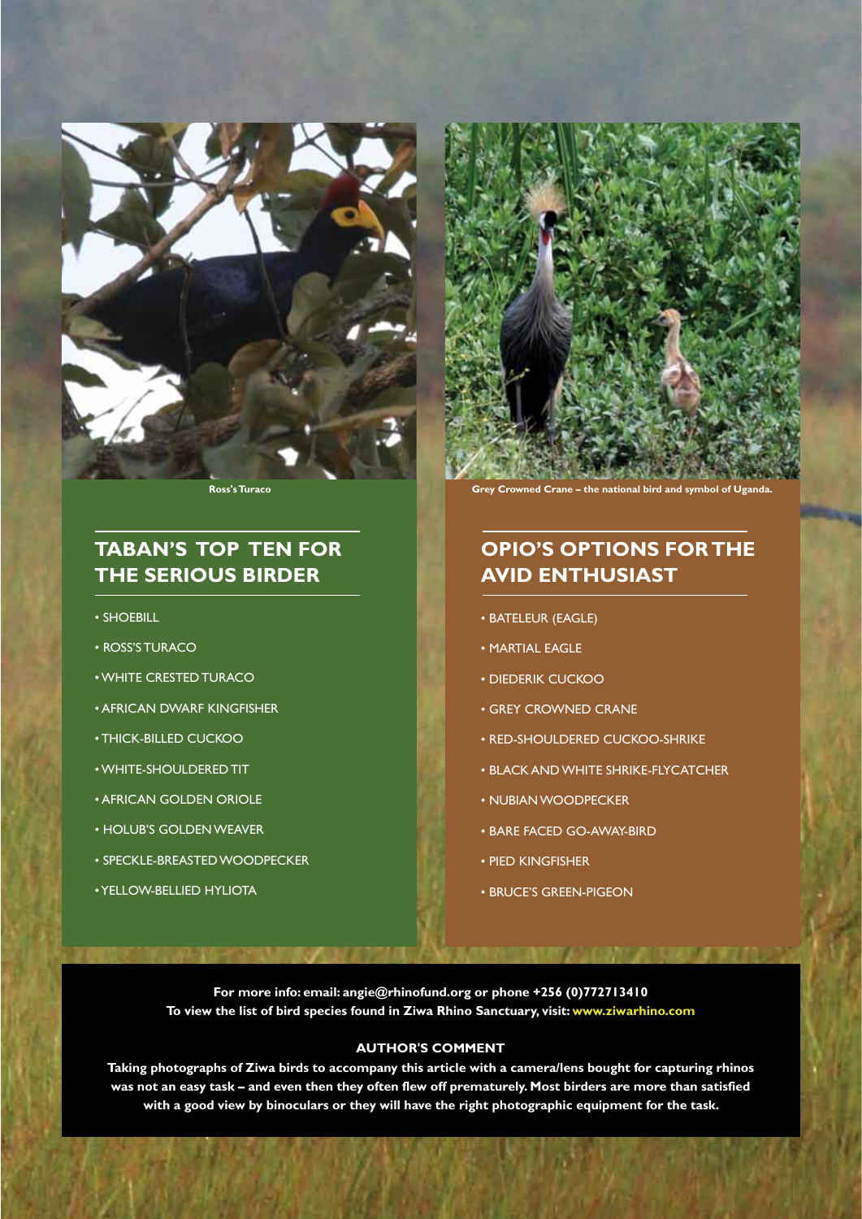Ross's Turaco

## TABAN'S TOP TEN FOR THE SERIOUS BIRDER

- SHOEBILL
- ROSS'S TURACO
- WHITE CRESTED TURACO
- AFRICAN DWARF KINGFISHER
- THICK-BILLED CUCKOO
- WHITE-SHOULDERED TIT
- AFRICAN GOLDEN ORIOLE
- HOLUB'S GOLDEN WEAVER
- SPECKLE-BREASTED WOODPECKER
- YELLOW-BELLIED HYLIOTA

Grey Crowned Crane – the national bird and symbol of Uganda.

## OPIO'S OPTIONS FOR THE AVID ENTHUSIAST

- BATELEUR (EAGLE)
- MARTIAL EAGLE
- DIEDERIK CUCKOO
- GREY CROWNED CRANE
- RED-SHOULDERED CUCKOO-SHRIKE
- BLACK AND WHITE SHRIKE-FLYCATCHER
- NUBIAN WOODPECKER
- BARE FACED GO-AWAY-BIRD
- PIED KINGFISHER
- BRUCE'S GREEN-PIGEON

**For more info: email: angie@rhinofund.org or phone +256 (0)772713410**
**To view the list of bird species found in Ziwa Rhino Sanctuary, visit: www.ziwarhino.com**

**AUTHOR'S COMMENT**

**Taking photographs of Ziwa birds to accompany this article with a camera/lens bought for capturing rhinos was not an easy task – and even then they often flew off prematurely. Most birders are more than satisfied with a good view by binoculars or they will have the right photographic equipment for the task.**